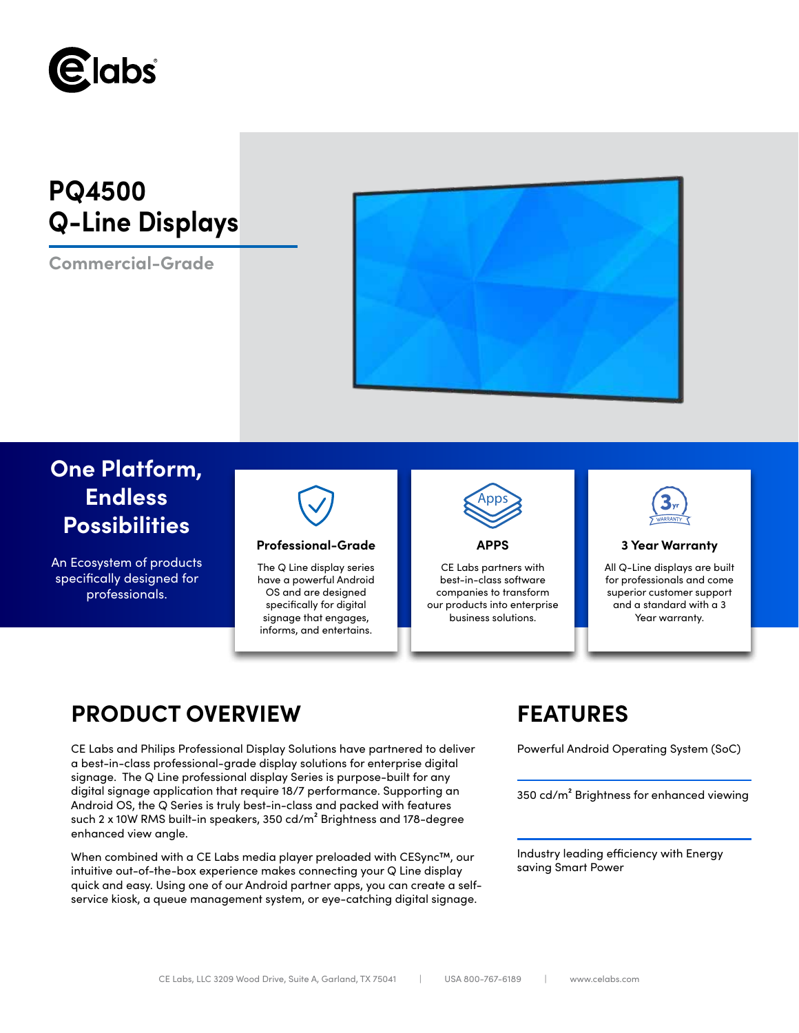# PQ4500 Q-Line Displays

**Commercial-Grade**

## One Platform, Endless Possibilities

An Ecosystem of products specifically designed for professionals.

### Professional-Grade

The Q Line display series have a powerful Android OS and are designed specifically for digital signage that engages, informs, and entertains.

### APPS

CE Labs partners with best-in-class software companies to transform our products into enterprise business solutions.

### 3 Year Warranty

All Q-Line displays are built for professionals and come superior customer support and a standard with a 3 Year warranty.

## PRODUCT OVERVIEW

CE Labs and Philips Professional Display Solutions have partnered to deliver a best-in-class professional-grade display solutions for enterprise digital signage. The Q Line professional display Series is purpose-built for any digital signage application that require 18/7 performance. Supporting an Android OS, the Q Series is truly best-in-class and packed with features such 2 x 10W RMS built-in speakers, 350 cd/m² Brightness and 178-degree enhanced view angle.

When combined with a CE Labs media player preloaded with CESync™, our intuitive out-of-the-box experience makes connecting your Q Line display quick and easy. Using one of our Android partner apps, you can create a self-service kiosk, a queue management system, or eye-catching digital signage.

## FEATURES

Powerful Android Operating System (SoC)

350 cd/m² Brightness for enhanced viewing

Industry leading efficiency with Energy saving Smart Power

CE Labs, LLC 3209 Wood Drive, Suite A, Garland, TX 75041 | USA 800-767-6189 | www.celabs.com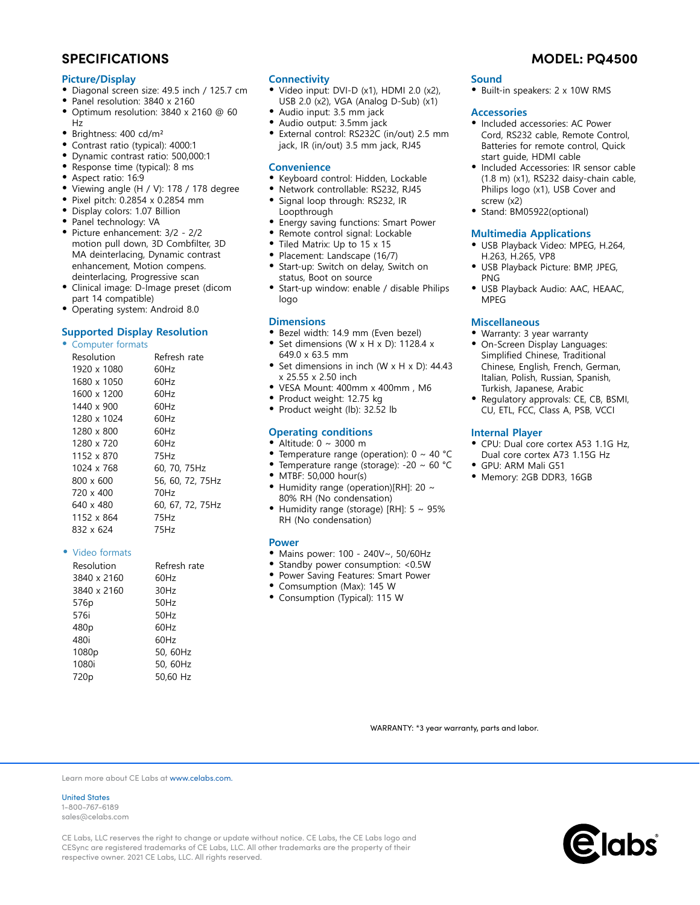# SPECIFICATIONS

# MODEL: PQ4500

## Picture/Display

- Diagonal screen size: 49.5 inch / 125.7 cm
- Panel resolution: 3840 x 2160
- Optimum resolution: 3840 x 2160 @ 60 Hz
- Brightness: 400 cd/m²
- Contrast ratio (typical): 4000:1
- Dynamic contrast ratio: 500,000:1
- Response time (typical): 8 ms
- Aspect ratio: 16:9
- Viewing angle (H / V): 178 / 178 degree
- Pixel pitch: 0.2854 x 0.2854 mm
- Display colors: 1.07 Billion
- Panel technology: VA
- Picture enhancement: 3/2 - 2/2 motion pull down, 3D Combfilter, 3D MA deinterlacing, Dynamic contrast enhancement, Motion compens. deinterlacing, Progressive scan
- Clinical image: D-Image preset (dicom part 14 compatible)
- Operating system: Android 8.0

## Supported Display Resolution

- Computer formats

| Resolution | Refresh rate |
|---|---|
| 1920 x 1080 | 60Hz |
| 1680 x 1050 | 60Hz |
| 1600 x 1200 | 60Hz |
| 1440 x 900 | 60Hz |
| 1280 x 1024 | 60Hz |
| 1280 x 800 | 60Hz |
| 1280 x 720 | 60Hz |
| 1152 x 870 | 75Hz |
| 1024 x 768 | 60, 70, 75Hz |
| 800 x 600 | 56, 60, 72, 75Hz |
| 720 x 400 | 70Hz |
| 640 x 480 | 60, 67, 72, 75Hz |
| 1152 x 864 | 75Hz |
| 832 x 624 | 75Hz |

- Video formats

| Resolution | Refresh rate |
|---|---|
| 3840 x 2160 | 60Hz |
| 3840 x 2160 | 30Hz |
| 576p | 50Hz |
| 576i | 50Hz |
| 480p | 60Hz |
| 480i | 60Hz |
| 1080p | 50, 60Hz |
| 1080i | 50, 60Hz |
| 720p | 50,60 Hz |

## Connectivity

- Video input: DVI-D (x1), HDMI 2.0 (x2), USB 2.0 (x2), VGA (Analog D-Sub) (x1)
- Audio input: 3.5 mm jack
- Audio output: 3.5mm jack
- External control: RS232C (in/out) 2.5 mm jack, IR (in/out) 3.5 mm jack, RJ45

## Convenience

- Keyboard control: Hidden, Lockable
- Network controllable: RS232, RJ45
- Signal loop through: RS232, IR Loopthrough
- Energy saving functions: Smart Power
- Remote control signal: Lockable
- Tiled Matrix: Up to 15 x 15
- Placement: Landscape (16/7)
- Start-up: Switch on delay, Switch on status, Boot on source
- Start-up window: enable / disable Philips logo

## Dimensions

- Bezel width: 14.9 mm (Even bezel)
- Set dimensions (W x H x D): 1128.4 x 649.0 x 63.5 mm
- Set dimensions in inch (W x H x D): 44.43 x 25.55 x 2.50 inch
- VESA Mount: 400mm x 400mm , M6
- Product weight: 12.75 kg
- Product weight (lb): 32.52 lb

## Operating conditions

- Altitude: 0 ~ 3000 m
- Temperature range (operation): 0 ~ 40 °C
- Temperature range (storage): -20 ~ 60 °C
- MTBF: 50,000 hour(s)
- Humidity range (operation)[RH]: 20 ~ 80% RH (No condensation)
- Humidity range (storage) [RH]: 5 ~ 95% RH (No condensation)

## Power

- Mains power: 100 - 240V~, 50/60Hz
- Standby power consumption: <0.5W
- Power Saving Features: Smart Power
- Comsumption (Max): 145 W
- Consumption (Typical): 115 W

## Sound

- Built-in speakers: 2 x 10W RMS

## Accessories

- Included accessories: AC Power Cord, RS232 cable, Remote Control, Batteries for remote control, Quick start guide, HDMI cable
- Included Accessories: IR sensor cable (1.8 m) (x1), RS232 daisy-chain cable, Philips logo (x1), USB Cover and screw (x2)
- Stand: BM05922(optional)

## Multimedia Applications

- USB Playback Video: MPEG, H.264, H.263, H.265, VP8
- USB Playback Picture: BMP, JPEG, PNG
- USB Playback Audio: AAC, HEAAC, MPEG

## Miscellaneous

- Warranty: 3 year warranty
- On-Screen Display Languages: Simplified Chinese, Traditional Chinese, English, French, German, Italian, Polish, Russian, Spanish, Turkish, Japanese, Arabic
- Regulatory approvals: CE, CB, BSMI, CU, ETL, FCC, Class A, PSB, VCCI

## Internal Player

- CPU: Dual core cortex A53 1.1G Hz, Dual core cortex A73 1.15G Hz
- GPU: ARM Mali G51
- Memory: 2GB DDR3, 16GB

WARRANTY: *3 year warranty, parts and labor.

Learn more about CE Labs at www.celabs.com.

United States
1-800-767-6189
sales@celabs.com

CE Labs, LLC reserves the right to change or update without notice. CE Labs, the CE Labs logo and CESync are registered trademarks of CE Labs, LLC. All other trademarks are the property of their respective owner. 2021 CE Labs, LLC. All rights reserved.